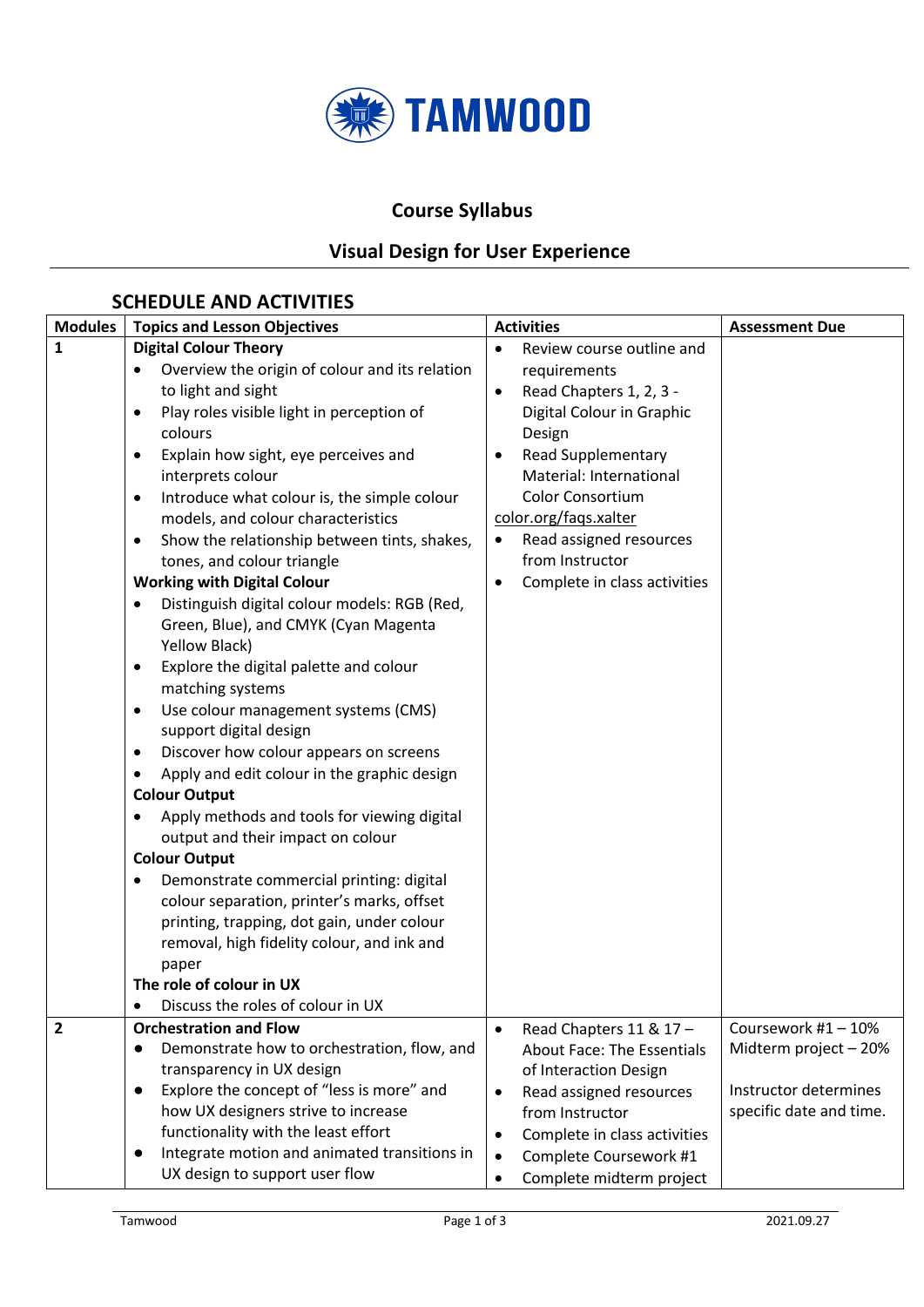# Course Syllabus

## Visual Design for User Experience

### SCHEDULE AND ACTIVITIES

| Modules | Topics and Lesson Objectives | Activities | Assessment Due |
|---|---|---|---|
| 1 | **Digital Colour Theory**<br>• Overview the origin of colour and its relation to light and sight<br>• Play roles visible light in perception of colours<br>• Explain how sight, eye perceives and interprets colour<br>• Introduce what colour is, the simple colour models, and colour characteristics<br>• Show the relationship between tints, shakes, tones, and colour triangle<br>**Working with Digital Colour**<br>• Distinguish digital colour models: RGB (Red, Green, Blue), and CMYK (Cyan Magenta Yellow Black)<br>• Explore the digital palette and colour matching systems<br>• Use colour management systems (CMS) support digital design<br>• Discover how colour appears on screens<br>• Apply and edit colour in the graphic design<br>**Colour Output**<br>• Apply methods and tools for viewing digital output and their impact on colour<br>**Colour Output**<br>• Demonstrate commercial printing: digital colour separation, printer's marks, offset printing, trapping, dot gain, under colour removal, high fidelity colour, and ink and paper<br>**The role of colour in UX**<br>• Discuss the roles of colour in UX | • Review course outline and requirements<br>• Read Chapters 1, 2, 3 - Digital Colour in Graphic Design<br>• Read Supplementary Material: International Color Consortium color.org/faqs.xalter<br>• Read assigned resources from Instructor<br>• Complete in class activities | |
| 2 | **Orchestration and Flow**<br>• Demonstrate how to orchestration, flow, and transparency in UX design<br>• Explore the concept of "less is more" and how UX designers strive to increase functionality with the least effort<br>• Integrate motion and animated transitions in UX design to support user flow | • Read Chapters 11 & 17 – About Face: The Essentials of Interaction Design<br>• Read assigned resources from Instructor<br>• Complete in class activities<br>• Complete Coursework #1<br>• Complete midterm project | Coursework #1 – 10%<br>Midterm project – 20%<br><br>Instructor determines specific date and time. |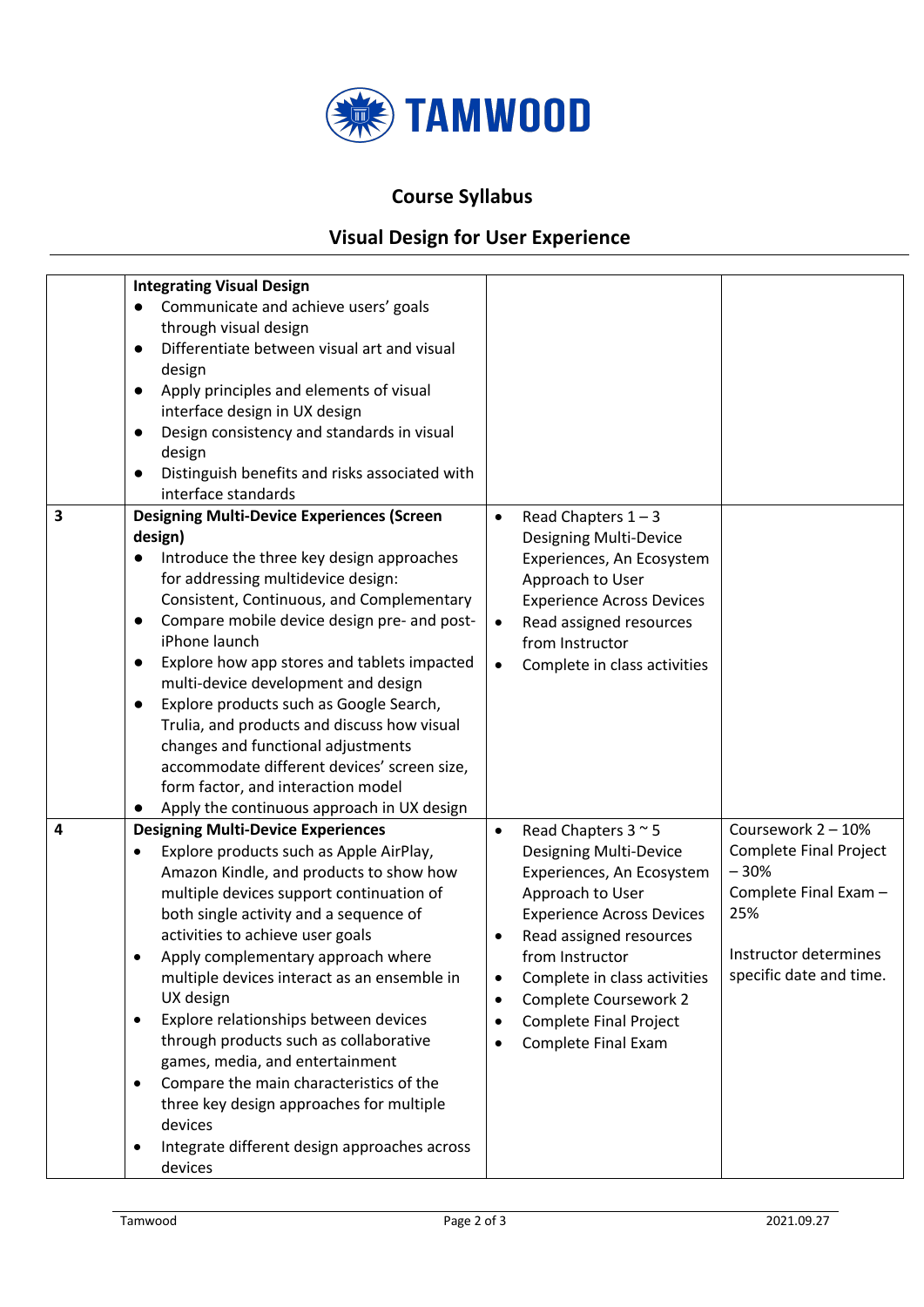# Course Syllabus

## Visual Design for User Experience

| | | | |
|---|---|---|---|
| | **Integrating Visual Design**<br>● Communicate and achieve users' goals through visual design<br>● Differentiate between visual art and visual design<br>● Apply principles and elements of visual interface design in UX design<br>● Design consistency and standards in visual design<br>● Distinguish benefits and risks associated with interface standards | | |
| **3** | **Designing Multi-Device Experiences (Screen design)**<br>● Introduce the three key design approaches for addressing multidevice design: Consistent, Continuous, and Complementary<br>● Compare mobile device design pre- and post-iPhone launch<br>● Explore how app stores and tablets impacted multi-device development and design<br>● Explore products such as Google Search, Trulia, and products and discuss how visual changes and functional adjustments accommodate different devices' screen size, form factor, and interaction model<br>● Apply the continuous approach in UX design | ● Read Chapters 1 – 3 Designing Multi-Device Experiences, An Ecosystem Approach to User Experience Across Devices<br>● Read assigned resources from Instructor<br>● Complete in class activities | |
| **4** | **Designing Multi-Device Experiences**<br>● Explore products such as Apple AirPlay, Amazon Kindle, and products to show how multiple devices support continuation of both single activity and a sequence of activities to achieve user goals<br>● Apply complementary approach where multiple devices interact as an ensemble in UX design<br>● Explore relationships between devices through products such as collaborative games, media, and entertainment<br>● Compare the main characteristics of the three key design approaches for multiple devices<br>● Integrate different design approaches across devices | ● Read Chapters 3 ~ 5 Designing Multi-Device Experiences, An Ecosystem Approach to User Experience Across Devices<br>● Read assigned resources from Instructor<br>● Complete in class activities<br>● Complete Coursework 2<br>● Complete Final Project<br>● Complete Final Exam | Coursework 2 – 10%<br>Complete Final Project – 30%<br>Complete Final Exam – 25%<br><br>Instructor determines specific date and time. |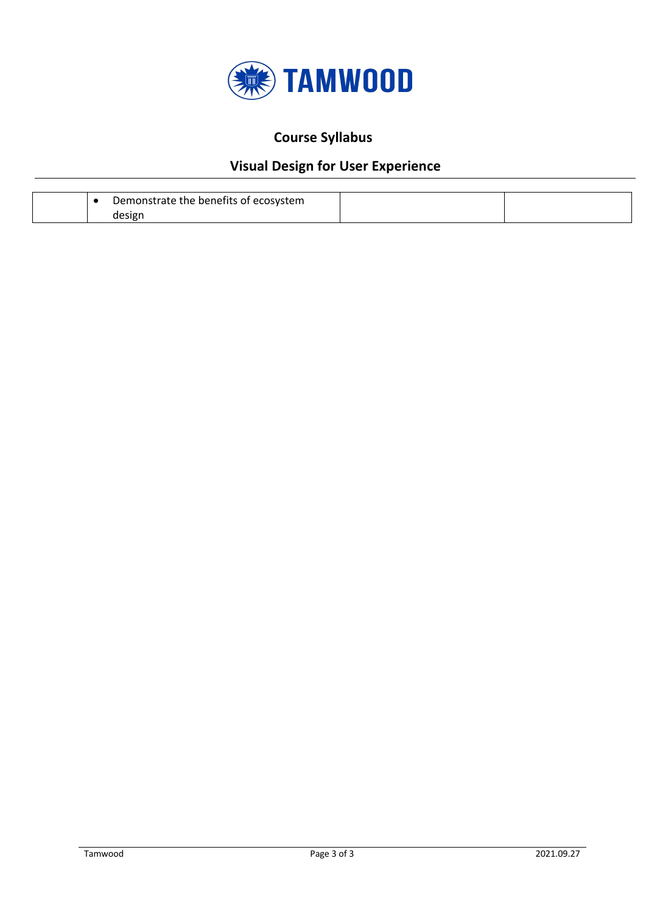| | | | |
|---|---|---|---|
| | • Demonstrate the benefits of ecosystem design | | |